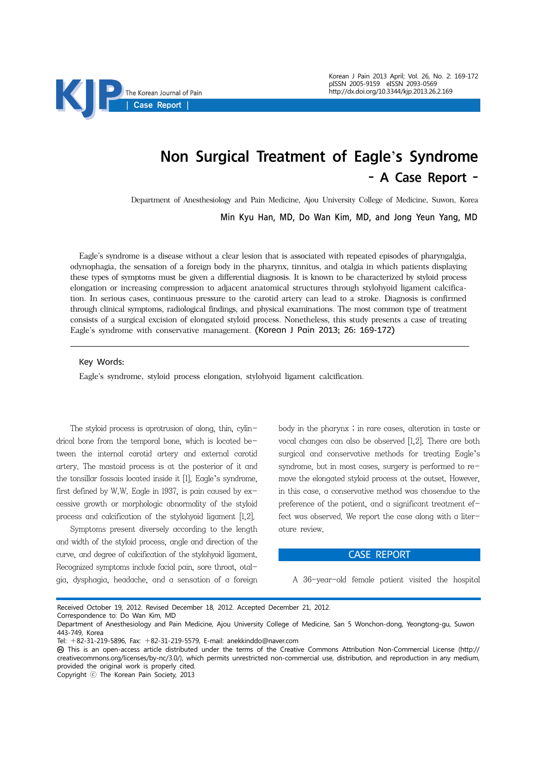| Case Report |

# Non Surgical Treatment of Eagle's Syndrome - A Case Report -

Department of Anesthesiology and Pain Medicine, Ajou University College of Medicine, Suwon, Korea

**Min Kyu Han, MD, Do Wan Kim, MD, and Jong Yeun Yang, MD**

Eagle's syndrome is a disease without a clear lesion that is associated with repeated episodes of pharyngalgia, odynophagia, the sensation of a foreign body in the pharynx, tinnitus, and otalgia in which patients displaying these types of symptoms must be given a differential diagnosis. It is known to be characterized by styloid process elongation or increasing compression to adjacent anatomical structures through stylohyoid ligament calcification. In serious cases, continuous pressure to the carotid artery can lead to a stroke. Diagnosis is confirmed through clinical symptoms, radiological findings, and physical examinations. The most common type of treatment consists of a surgical excision of elongated styloid process. Nonetheless, this study presents a case of treating Eagle's syndrome with conservative management. (Korean J Pain 2013; 26: 169-172)

---

Key Words:

Eagle's syndrome, styloid process elongation, stylohyoid ligament calcification.

The styloid process is aprotrusion of along, thin, cylindrical bone from the temporal bone, which is located between the internal carotid artery and external carotid artery. The mastoid process is at the posterior of it and the tonsillar fossais located inside it [1]. Eagle's syndrome, first defined by W.W. Eagle in 1937, is pain caused by excessive growth or morphologic abnormality of the styloid process and calcification of the stylohyoid ligament [1,2].

Symptoms present diversely according to the length and width of the styloid process, angle and direction of the curve, and degree of calcification of the stylohyoid ligament. Recognized symptoms include facial pain, sore throat, otalgia, dysphagia, headache, and a sensation of a foreign body in the pharynx ; in rare cases, alteration in taste or vocal changes can also be observed [1,2]. There are both surgical and conservative methods for treating Eagle's syndrome, but in most cases, surgery is performed to remove the elongated styloid process at the outset. However, in this case, a conservative method was chosendue to the preference of the patient, and a significant treatment effect was observed. We report the case along with a literature review.

## CASE REPORT

A 36-year-old female patient visited the hospital

Received October 19, 2012. Revised December 18, 2012. Accepted December 21, 2012.
Correspondence to: Do Wan Kim, MD
Department of Anesthesiology and Pain Medicine, Ajou University College of Medicine, San 5 Wonchon-dong, Yeongtong-gu, Suwon 443-749, Korea
Tel: +82-31-219-5896, Fax: +82-31-219-5579, E-mail: anekkinddo@naver.com
This is an open-access article distributed under the terms of the Creative Commons Attribution Non-Commercial License (http://creativecommons.org/licenses/by-nc/3.0/), which permits unrestricted non-commercial use, distribution, and reproduction in any medium, provided the original work is properly cited.
Copyright © The Korean Pain Society, 2013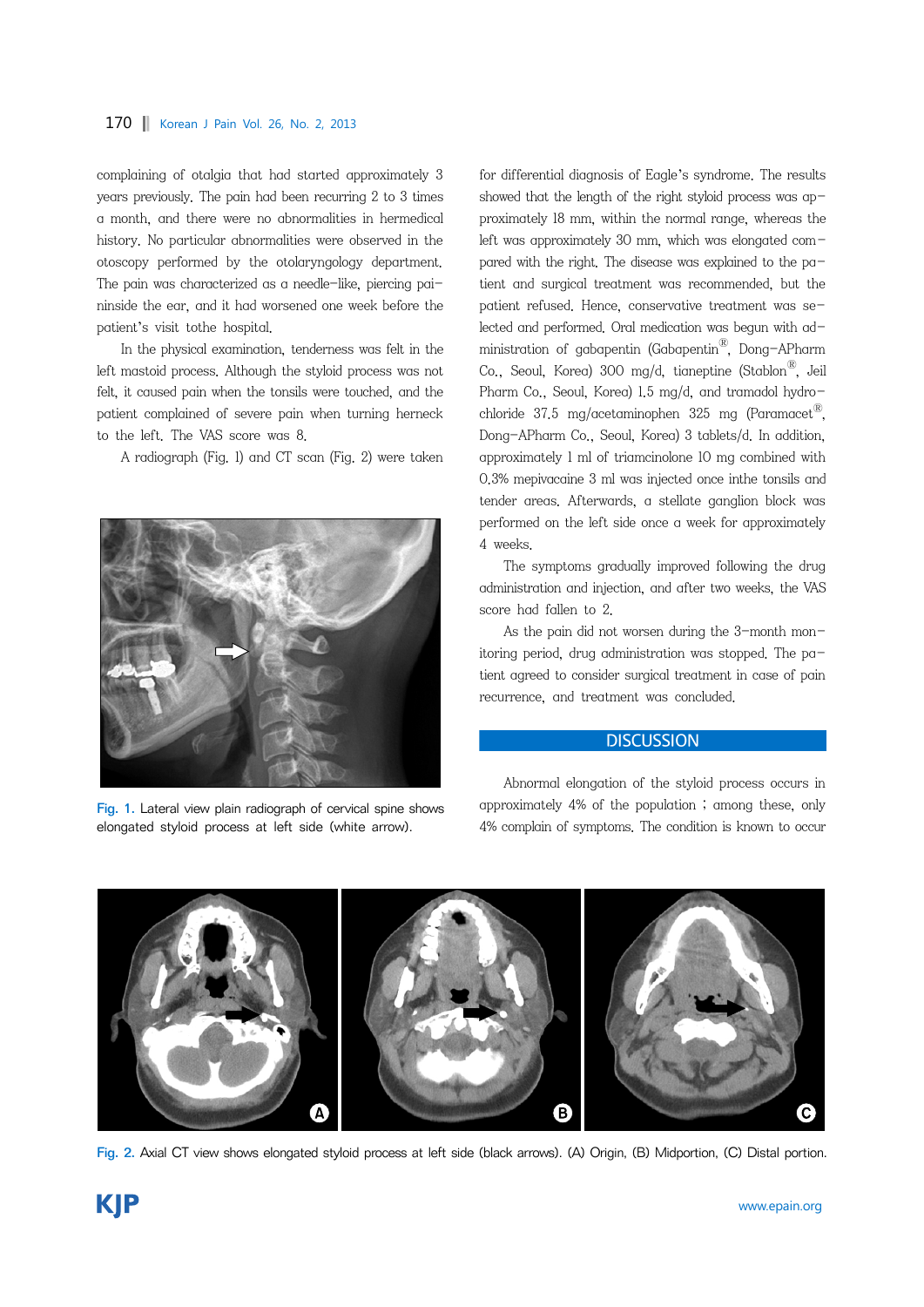complaining of otalgia that had started approximately 3 years previously. The pain had been recurring 2 to 3 times a month, and there were no abnormalities in hermedical history. No particular abnormalities were observed in the otoscopy performed by the otolaryngology department. The pain was characterized as a needle-like, piercing paininside the ear, and it had worsened one week before the patient's visit tothe hospital.

In the physical examination, tenderness was felt in the left mastoid process. Although the styloid process was not felt, it caused pain when the tonsils were touched, and the patient complained of severe pain when turning herneck to the left. The VAS score was 8.

A radiograph (Fig. 1) and CT scan (Fig. 2) were taken for differential diagnosis of Eagle's syndrome. The results showed that the length of the right styloid process was approximately 18 mm, within the normal range, whereas the left was approximately 30 mm, which was elongated compared with the right. The disease was explained to the patient and surgical treatment was recommended, but the patient refused. Hence, conservative treatment was selected and performed. Oral medication was begun with administration of gabapentin (Gabapentin®, Dong-APharm Co., Seoul, Korea) 300 mg/d, tianeptine (Stablon®, Jeil Pharm Co., Seoul, Korea) 1.5 mg/d, and tramadol hydrochloride 37.5 mg/acetaminophen 325 mg (Paramacet®, Dong-APharm Co., Seoul, Korea) 3 tablets/d. In addition, approximately 1 ml of triamcinolone 10 mg combined with 0.3% mepivacaine 3 ml was injected once inthe tonsils and tender areas. Afterwards, a stellate ganglion block was performed on the left side once a week for approximately 4 weeks.

Fig. 1. Lateral view plain radiograph of cervical spine shows elongated styloid process at left side (white arrow).

The symptoms gradually improved following the drug administration and injection, and after two weeks, the VAS score had fallen to 2.

As the pain did not worsen during the 3-month monitoring period, drug administration was stopped. The patient agreed to consider surgical treatment in case of pain recurrence, and treatment was concluded.

## DISCUSSION

Abnormal elongation of the styloid process occurs in approximately 4% of the population ; among these, only 4% complain of symptoms. The condition is known to occur

Fig. 2. Axial CT view shows elongated styloid process at left side (black arrows). (A) Origin, (B) Midportion, (C) Distal portion.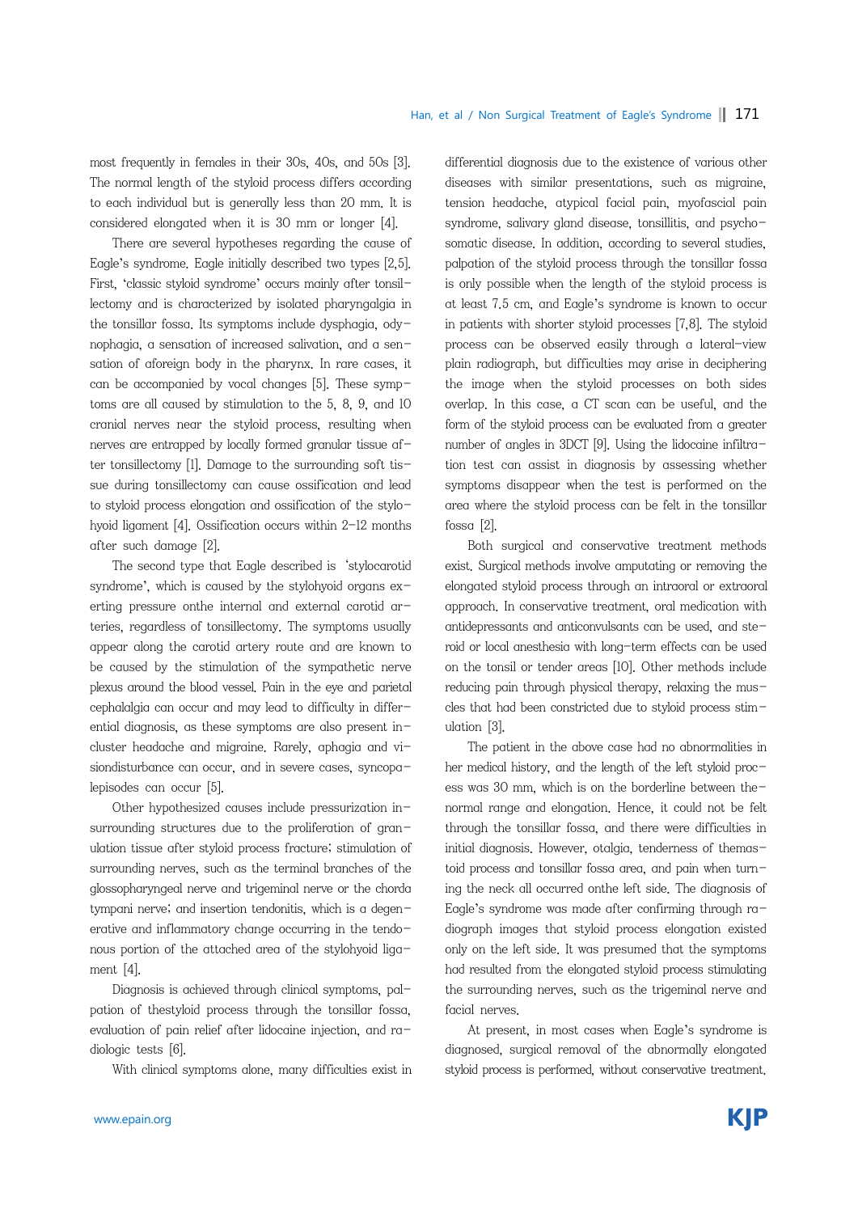most frequently in females in their 30s, 40s, and 50s [3]. The normal length of the styloid process differs according to each individual but is generally less than 20 mm. It is considered elongated when it is 30 mm or longer [4].

There are several hypotheses regarding the cause of Eagle's syndrome. Eagle initially described two types [2,5]. First, 'classic styloid syndrome' occurs mainly after tonsillectomy and is characterized by isolated pharyngalgia in the tonsillar fossa. Its symptoms include dysphagia, odynophagia, a sensation of increased salivation, and a sensation of aforeign body in the pharynx. In rare cases, it can be accompanied by vocal changes [5]. These symptoms are all caused by stimulation to the 5, 8, 9, and 10 cranial nerves near the styloid process, resulting when nerves are entrapped by locally formed granular tissue after tonsillectomy [1]. Damage to the surrounding soft tissue during tonsillectomy can cause ossification and lead to styloid process elongation and ossification of the stylohyoid ligament [4]. Ossification occurs within 2–12 months after such damage [2].

The second type that Eagle described is 'stylocarotid syndrome', which is caused by the stylohyoid organs exerting pressure onthe internal and external carotid arteries, regardless of tonsillectomy. The symptoms usually appear along the carotid artery route and are known to be caused by the stimulation of the sympathetic nerve plexus around the blood vessel. Pain in the eye and parietal cephalalgia can occur and may lead to difficulty in differential diagnosis, as these symptoms are also present incluster headache and migraine. Rarely, aphagia and visiondisturbance can occur, and in severe cases, syncopalepisodes can occur [5].

Other hypothesized causes include pressurization insurrounding structures due to the proliferation of granulation tissue after styloid process fracture; stimulation of surrounding nerves, such as the terminal branches of the glossopharyngeal nerve and trigeminal nerve or the chorda tympani nerve; and insertion tendonitis, which is a degenerative and inflammatory change occurring in the tendonous portion of the attached area of the stylohyoid ligament [4].

Diagnosis is achieved through clinical symptoms, palpation of thestyloid process through the tonsillar fossa, evaluation of pain relief after lidocaine injection, and radiologic tests [6].

With clinical symptoms alone, many difficulties exist in differential diagnosis due to the existence of various other diseases with similar presentations, such as migraine, tension headache, atypical facial pain, myofascial pain syndrome, salivary gland disease, tonsillitis, and psychosomatic disease. In addition, according to several studies, palpation of the styloid process through the tonsillar fossa is only possible when the length of the styloid process is at least 7.5 cm, and Eagle's syndrome is known to occur in patients with shorter styloid processes [7,8]. The styloid process can be observed easily through a lateral-view plain radiograph, but difficulties may arise in deciphering the image when the styloid processes on both sides overlap. In this case, a CT scan can be useful, and the form of the styloid process can be evaluated from a greater number of angles in 3DCT [9]. Using the lidocaine infiltration test can assist in diagnosis by assessing whether symptoms disappear when the test is performed on the area where the styloid process can be felt in the tonsillar fossa [2].

Both surgical and conservative treatment methods exist. Surgical methods involve amputating or removing the elongated styloid process through an intraoral or extraoral approach. In conservative treatment, oral medication with antidepressants and anticonvulsants can be used, and steroid or local anesthesia with long-term effects can be used on the tonsil or tender areas [10]. Other methods include reducing pain through physical therapy, relaxing the muscles that had been constricted due to styloid process stimulation [3].

The patient in the above case had no abnormalities in her medical history, and the length of the left styloid process was 30 mm, which is on the borderline between thenormal range and elongation. Hence, it could not be felt through the tonsillar fossa, and there were difficulties in initial diagnosis. However, otalgia, tenderness of themastoid process and tonsillar fossa area, and pain when turning the neck all occurred onthe left side. The diagnosis of Eagle's syndrome was made after confirming through radiograph images that styloid process elongation existed only on the left side. It was presumed that the symptoms had resulted from the elongated styloid process stimulating the surrounding nerves, such as the trigeminal nerve and facial nerves.

At present, in most cases when Eagle's syndrome is diagnosed, surgical removal of the abnormally elongated styloid process is performed, without conservative treatment.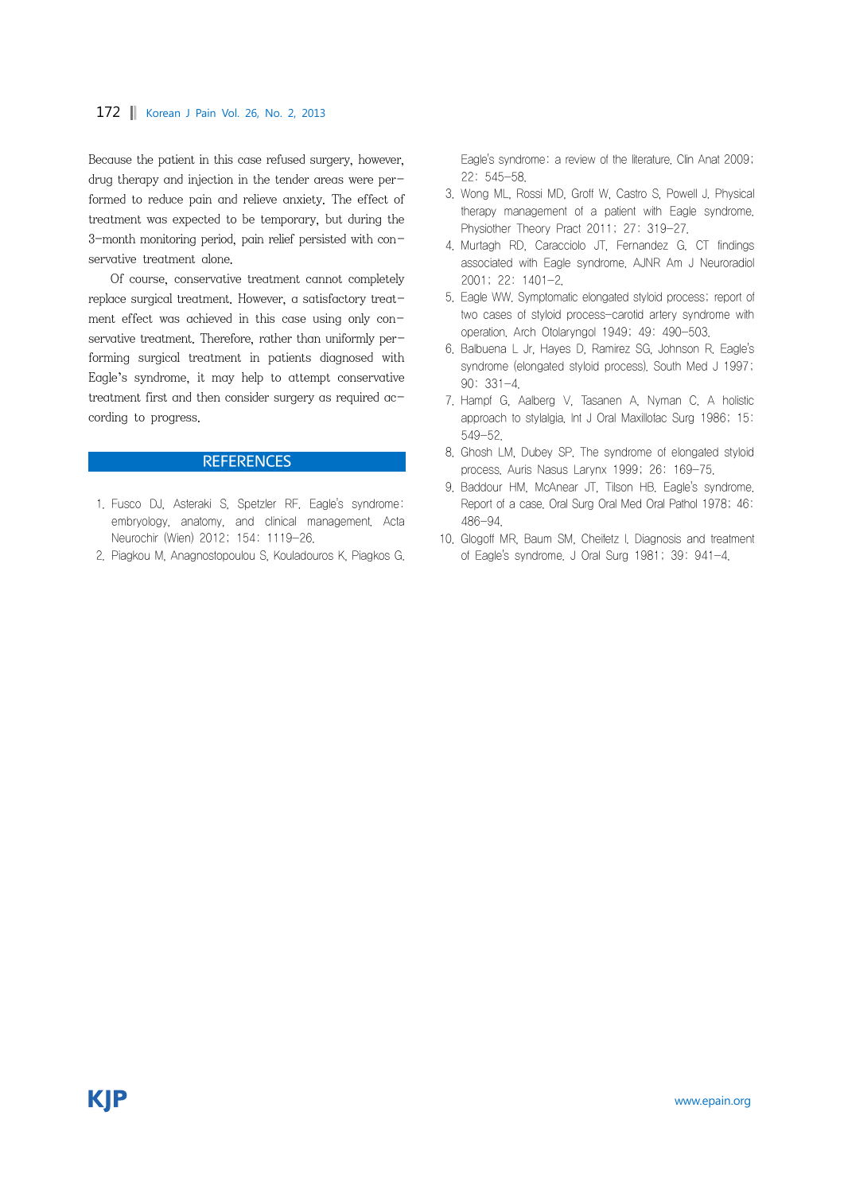Because the patient in this case refused surgery, however, drug therapy and injection in the tender areas were performed to reduce pain and relieve anxiety. The effect of treatment was expected to be temporary, but during the 3-month monitoring period, pain relief persisted with conservative treatment alone.

Of course, conservative treatment cannot completely replace surgical treatment. However, a satisfactory treatment effect was achieved in this case using only conservative treatment. Therefore, rather than uniformly performing surgical treatment in patients diagnosed with Eagle's syndrome, it may help to attempt conservative treatment first and then consider surgery as required according to progress.

## REFERENCES

1. Fusco DJ, Asteraki S, Spetzler RF. Eagle's syndrome: embryology, anatomy, and clinical management. Acta Neurochir (Wien) 2012; 154: 1119-26.
2. Piagkou M, Anagnostopoulou S, Kouladouros K, Piagkos G. Eagle's syndrome: a review of the literature. Clin Anat 2009; 22: 545-58.
3. Wong ML, Rossi MD, Groff W, Castro S, Powell J. Physical therapy management of a patient with Eagle syndrome. Physiother Theory Pract 2011; 27: 319-27.
4. Murtagh RD, Caracciolo JT, Fernandez G. CT findings associated with Eagle syndrome. AJNR Am J Neuroradiol 2001; 22: 1401-2.
5. Eagle WW. Symptomatic elongated styloid process; report of two cases of styloid process-carotid artery syndrome with operation. Arch Otolaryngol 1949; 49: 490-503.
6. Balbuena L Jr, Hayes D, Ramirez SG, Johnson R. Eagle's syndrome (elongated styloid process). South Med J 1997; 90: 331-4.
7. Hampf G, Aalberg V, Tasanen A, Nyman C. A holistic approach to stylalgia. Int J Oral Maxillofac Surg 1986; 15: 549-52.
8. Ghosh LM, Dubey SP. The syndrome of elongated styloid process. Auris Nasus Larynx 1999; 26: 169-75.
9. Baddour HM, McAnear JT, Tilson HB. Eagle's syndrome. Report of a case. Oral Surg Oral Med Oral Pathol 1978; 46: 486-94.
10. Glogoff MR, Baum SM, Cheifetz I. Diagnosis and treatment of Eagle's syndrome. J Oral Surg 1981; 39: 941-4.